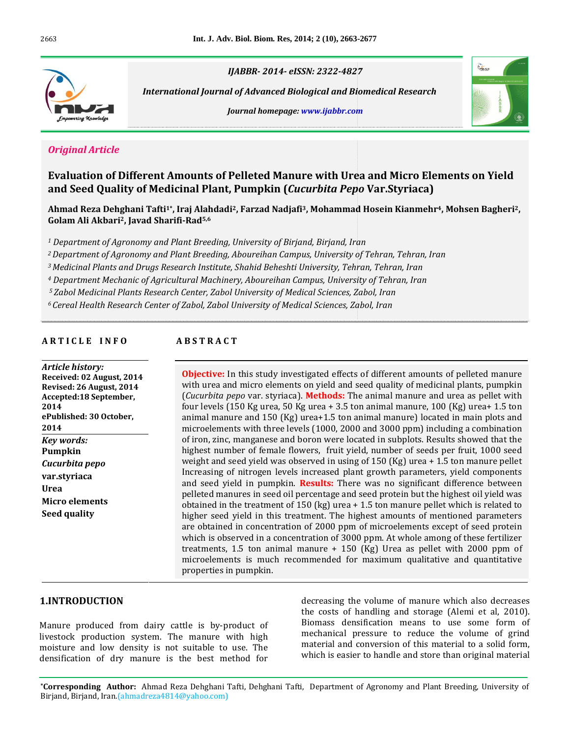IJABBR- 2014- eISSN: 2322-4827

*International Journal of Advanced Biological and Biomedical Research*

Journal homepage: www.ijabbr.com

*Original Article*

# Evaluation of Different Amounts of Pelleted Manure with Urea and Micro Elements on Yield and Seed Quality of Medicinal Plant, Pumpkin (*Cucurbita Pepo* Var.Styriaca)

**Ahmad Reza Dehghani Tafti[1]*, Iraj Alahdadi[2], Farzad Nadjafi[3], Mohammad Hosein Kianmehr[4], Mohsen Bagheri[2], Golam Ali Akbari[2], Javad Sharifi-Rad[5,6]**

[1] *Department of Agronomy and Plant Breeding, University of Birjand, Birjand, Iran*

[2] *Department of Agronomy and Plant Breeding, Aboureihan Campus, University of Tehran, Tehran, Iran*

[3] *Medicinal Plants and Drugs Research Institute, Shahid Beheshti University, Tehran, Tehran, Iran*

[4] *Department Mechanic of Agricultural Machinery, Aboureihan Campus, University of Tehran, Iran*

[5] *Zabol Medicinal Plants Research Center, Zabol University of Medical Sciences, Zabol, Iran*

[6] *Cereal Health Research Center of Zabol, Zabol University of Medical Sciences, Zabol, Iran*

## ARTICLE INFO

*Article history:*
**Received: 02 August, 2014**
**Revised: 26 August, 2014**
**Accepted:18 September, 2014**
**ePublished: 30 October, 2014**

*Key words:*
**Pumpkin**
***Cucurbita pepo***
**var.styriaca**
**Urea**
**Micro elements**
**Seed quality**

## ABSTRACT

**Objective:** In this study investigated effects of different amounts of pelleted manure with urea and micro elements on yield and seed quality of medicinal plants, pumpkin (*Cucurbita pepo* var. styriaca). **Methods:** The animal manure and urea as pellet with four levels (150 Kg urea, 50 Kg urea + 3.5 ton animal manure, 100 (Kg) urea+ 1.5 ton animal manure and 150 (Kg) urea+1.5 ton animal manure) located in main plots and microelements with three levels (1000, 2000 and 3000 ppm) including a combination of iron, zinc, manganese and boron were located in subplots. Results showed that the highest number of female flowers, fruit yield, number of seeds per fruit, 1000 seed weight and seed yield was observed in using of 150 (Kg) urea + 1.5 ton manure pellet Increasing of nitrogen levels increased plant growth parameters, yield components and seed yield in pumpkin. **Results:** There was no significant difference between pelleted manures in seed oil percentage and seed protein but the highest oil yield was obtained in the treatment of 150 (kg) urea + 1.5 ton manure pellet which is related to higher seed yield in this treatment. The highest amounts of mentioned parameters are obtained in concentration of 2000 ppm of microelements except of seed protein which is observed in a concentration of 3000 ppm. At whole among of these fertilizer treatments, 1.5 ton animal manure + 150 (Kg) Urea as pellet with 2000 ppm of microelements is much recommended for maximum qualitative and quantitative properties in pumpkin.

## 1.INTRODUCTION

Manure produced from dairy cattle is by-product of livestock production system. The manure with high moisture and low density is not suitable to use. The densification of dry manure is the best method for decreasing the volume of manure which also decreases the costs of handling and storage (Alemi et al, 2010). Biomass densification means to use some form of mechanical pressure to reduce the volume of grind material and conversion of this material to a solid form, which is easier to handle and store than original material

*Corresponding Author: Ahmad Reza Dehghani Tafti, Dehghani Tafti, Department of Agronomy and Plant Breeding, University of Birjand, Birjand, Iran.(ahmadreza4814@yahoo.com)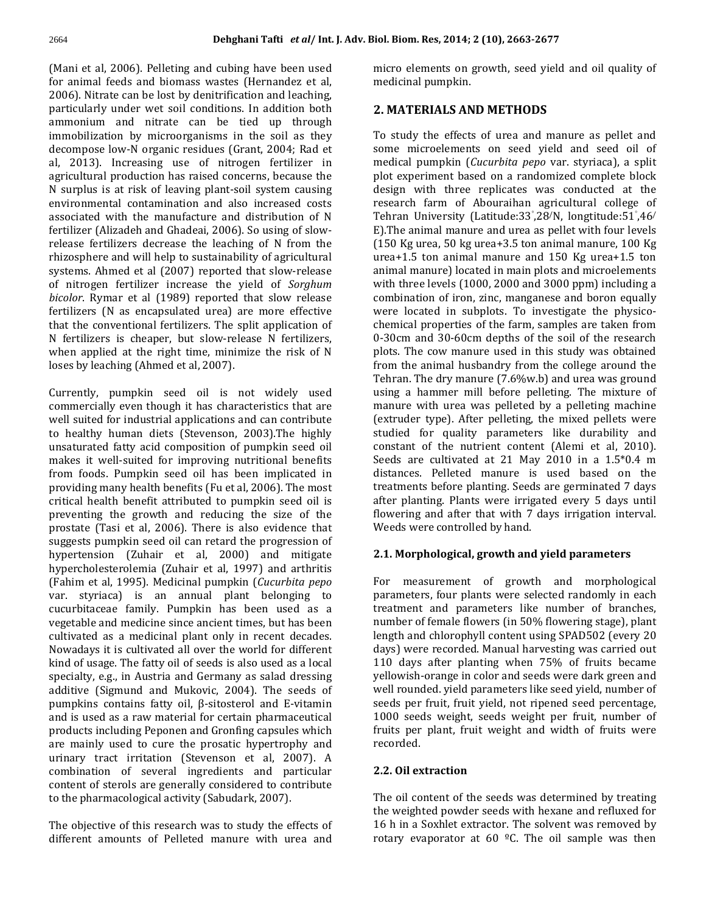(Mani et al, 2006). Pelleting and cubing have been used for animal feeds and biomass wastes (Hernandez et al, 2006). Nitrate can be lost by denitrification and leaching, particularly under wet soil conditions. In addition both ammonium and nitrate can be tied up through immobilization by microorganisms in the soil as they decompose low-N organic residues (Grant, 2004; Rad et al, 2013). Increasing use of nitrogen fertilizer in agricultural production has raised concerns, because the N surplus is at risk of leaving plant-soil system causing environmental contamination and also increased costs associated with the manufacture and distribution of N fertilizer (Alizadeh and Ghadeai, 2006). So using of slow-release fertilizers decrease the leaching of N from the rhizosphere and will help to sustainability of agricultural systems. Ahmed et al (2007) reported that slow-release of nitrogen fertilizer increase the yield of *Sorghum bicolor*. Rymar et al (1989) reported that slow release fertilizers (N as encapsulated urea) are more effective that the conventional fertilizers. The split application of N fertilizers is cheaper, but slow-release N fertilizers, when applied at the right time, minimize the risk of N loses by leaching (Ahmed et al, 2007).

Currently, pumpkin seed oil is not widely used commercially even though it has characteristics that are well suited for industrial applications and can contribute to healthy human diets (Stevenson, 2003).The highly unsaturated fatty acid composition of pumpkin seed oil makes it well-suited for improving nutritional benefits from foods. Pumpkin seed oil has been implicated in providing many health benefits (Fu et al, 2006). The most critical health benefit attributed to pumpkin seed oil is preventing the growth and reducing the size of the prostate (Tasi et al, 2006). There is also evidence that suggests pumpkin seed oil can retard the progression of hypertension (Zuhair et al, 2000) and mitigate hypercholesterolemia (Zuhair et al, 1997) and arthritis (Fahim et al, 1995). Medicinal pumpkin (*Cucurbita pepo* var. styriaca) is an annual plant belonging to cucurbitaceae family. Pumpkin has been used as a vegetable and medicine since ancient times, but has been cultivated as a medicinal plant only in recent decades. Nowadays it is cultivated all over the world for different kind of usage. The fatty oil of seeds is also used as a local specialty, e.g., in Austria and Germany as salad dressing additive (Sigmund and Mukovic, 2004). The seeds of pumpkins contains fatty oil, β-sitosterol and E-vitamin and is used as a raw material for certain pharmaceutical products including Peponen and Gronfing capsules which are mainly used to cure the prosatic hypertrophy and urinary tract irritation (Stevenson et al, 2007). A combination of several ingredients and particular content of sterols are generally considered to contribute to the pharmacological activity (Sabudark, 2007).

The objective of this research was to study the effects of different amounts of Pelleted manure with urea and micro elements on growth, seed yield and oil quality of medicinal pumpkin.

## 2. MATERIALS AND METHODS

To study the effects of urea and manure as pellet and some microelements on seed yield and seed oil of medical pumpkin (*Cucurbita pepo* var. styriaca), a split plot experiment based on a randomized complete block design with three replicates was conducted at the research farm of Abouraihan agricultural college of Tehran University (Latitude:33°,28/N, longtitude:51°,46/ E).The animal manure and urea as pellet with four levels (150 Kg urea, 50 kg urea+3.5 ton animal manure, 100 Kg urea+1.5 ton animal manure and 150 Kg urea+1.5 ton animal manure) located in main plots and microelements with three levels (1000, 2000 and 3000 ppm) including a combination of iron, zinc, manganese and boron equally were located in subplots. To investigate the physico-chemical properties of the farm, samples are taken from 0-30cm and 30-60cm depths of the soil of the research plots. The cow manure used in this study was obtained from the animal husbandry from the college around the Tehran. The dry manure (7.6%w.b) and urea was ground using a hammer mill before pelleting. The mixture of manure with urea was pelleted by a pelleting machine (extruder type). After pelleting, the mixed pellets were studied for quality parameters like durability and constant of the nutrient content (Alemi et al, 2010). Seeds are cultivated at 21 May 2010 in a 1.5*0.4 m distances. Pelleted manure is used based on the treatments before planting. Seeds are germinated 7 days after planting. Plants were irrigated every 5 days until flowering and after that with 7 days irrigation interval. Weeds were controlled by hand.

### 2.1. Morphological, growth and yield parameters

For measurement of growth and morphological parameters, four plants were selected randomly in each treatment and parameters like number of branches, number of female flowers (in 50% flowering stage), plant length and chlorophyll content using SPAD502 (every 20 days) were recorded. Manual harvesting was carried out 110 days after planting when 75% of fruits became yellowish-orange in color and seeds were dark green and well rounded. yield parameters like seed yield, number of seeds per fruit, fruit yield, not ripened seed percentage, 1000 seeds weight, seeds weight per fruit, number of fruits per plant, fruit weight and width of fruits were recorded.

### 2.2. Oil extraction

The oil content of the seeds was determined by treating the weighted powder seeds with hexane and refluxed for 16 h in a Soxhlet extractor. The solvent was removed by rotary evaporator at 60 ºC. The oil sample was then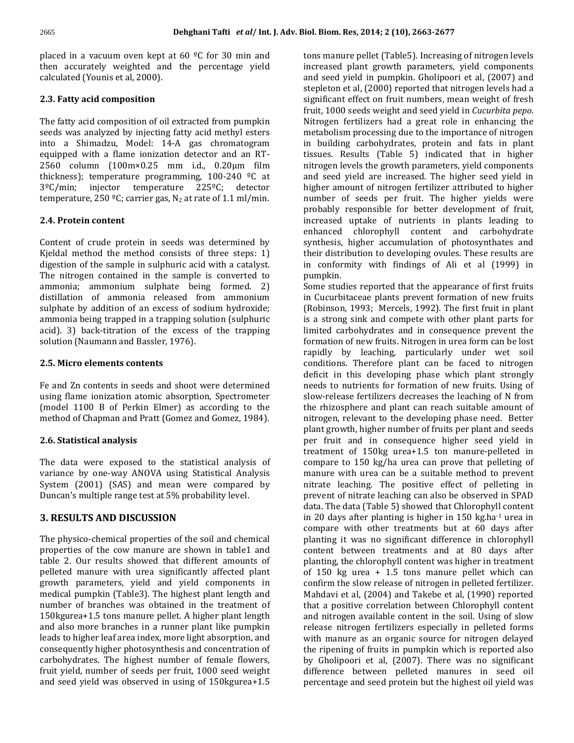placed in a vacuum oven kept at 60 ºC for 30 min and then accurately weighted and the percentage yield calculated (Younis et al, 2000).

### 2.3. Fatty acid composition

The fatty acid composition of oil extracted from pumpkin seeds was analyzed by injecting fatty acid methyl esters into a Shimadzu, Model: 14-A gas chromatogram equipped with a flame ionization detector and an RT-2560 column (100m×0.25 mm i.d., 0.20μm film thickness); temperature programming, 100-240 ºC at 3ºC/min; injector temperature 225ºC; detector temperature, 250 ºC; carrier gas, $N_2$ at rate of 1.1 ml/min.

### 2.4. Protein content

Content of crude protein in seeds was determined by Kjeldal method the method consists of three steps: 1) digestion of the sample in sulphuric acid with a catalyst. The nitrogen contained in the sample is converted to ammonia; ammonium sulphate being formed. 2) distillation of ammonia released from ammonium sulphate by addition of an excess of sodium hydroxide; ammonia being trapped in a trapping solution (sulphuric acid). 3) back-titration of the excess of the trapping solution (Naumann and Bassler, 1976).

### 2.5. Micro elements contents

Fe and Zn contents in seeds and shoot were determined using flame ionization atomic absorption, Spectrometer (model 1100 B of Perkin Elmer) as according to the method of Chapman and Pratt (Gomez and Gomez, 1984).

### 2.6. Statistical analysis

The data were exposed to the statistical analysis of variance by one-way ANOVA using Statistical Analysis System (2001) (SAS) and mean were compared by Duncan's multiple range test at 5% probability level.

## 3. RESULTS AND DISCUSSION

The physico-chemical properties of the soil and chemical properties of the cow manure are shown in table1 and table 2. Our results showed that different amounts of pelleted manure with urea significantly affected plant growth parameters, yield and yield components in medical pumpkin (Table3). The highest plant length and number of branches was obtained in the treatment of 150kgurea+1.5 tons manure pellet. A higher plant length and also more branches in a runner plant like pumpkin leads to higher leaf area index, more light absorption, and consequently higher photosynthesis and concentration of carbohydrates. The highest number of female flowers, fruit yield, number of seeds per fruit, 1000 seed weight and seed yield was observed in using of 150kgurea+1.5 tons manure pellet (Table5). Increasing of nitrogen levels increased plant growth parameters, yield components and seed yield in pumpkin. Gholipoori et al, (2007) and stepleton et al, (2000) reported that nitrogen levels had a significant effect on fruit numbers, mean weight of fresh fruit, 1000 seeds weight and seed yield in *Cucurbita pepo*. Nitrogen fertilizers had a great role in enhancing the metabolism processing due to the importance of nitrogen in building carbohydrates, protein and fats in plant tissues. Results (Table 5) indicated that in higher nitrogen levels the growth parameters, yield components and seed yield are increased. The higher seed yield in higher amount of nitrogen fertilizer attributed to higher number of seeds per fruit. The higher yields were probably responsible for better development of fruit, increased uptake of nutrients in plants leading to enhanced chlorophyll content and carbohydrate synthesis, higher accumulation of photosynthates and their distribution to developing ovules. These results are in conformity with findings of Ali et al (1999) in pumpkin.

Some studies reported that the appearance of first fruits in Cucurbitaceae plants prevent formation of new fruits (Robinson, 1993; Mercels, 1992). The first fruit in plant is a strong sink and compete with other plant parts for limited carbohydrates and in consequence prevent the formation of new fruits. Nitrogen in urea form can be lost rapidly by leaching, particularly under wet soil conditions. Therefore plant can be faced to nitrogen deficit in this developing phase which plant strongly needs to nutrients for formation of new fruits. Using of slow-release fertilizers decreases the leaching of N from the rhizosphere and plant can reach suitable amount of nitrogen, relevant to the developing phase need. Better plant growth, higher number of fruits per plant and seeds per fruit and in consequence higher seed yield in treatment of 150kg urea+1.5 ton manure-pelleted in compare to 150 kg/ha urea can prove that pelleting of manure with urea can be a suitable method to prevent nitrate leaching. The positive effect of pelleting in prevent of nitrate leaching can also be observed in SPAD data. The data (Table 5) showed that Chlorophyll content in 20 days after planting is higher in 150 kg.ha$^{-1}$ urea in compare with other treatments but at 60 days after planting it was no significant difference in chlorophyll content between treatments and at 80 days after planting, the chlorophyll content was higher in treatment of 150 kg urea + 1.5 tons manure pellet which can confirm the slow release of nitrogen in pelleted fertilizer. Mahdavi et al, (2004) and Takebe et al, (1990) reported that a positive correlation between Chlorophyll content and nitrogen available content in the soil. Using of slow release nitrogen fertilizers especially in pelleted forms with manure as an organic source for nitrogen delayed the ripening of fruits in pumpkin which is reported also by Gholipoori et al, (2007). There was no significant difference between pelleted manures in seed oil percentage and seed protein but the highest oil yield was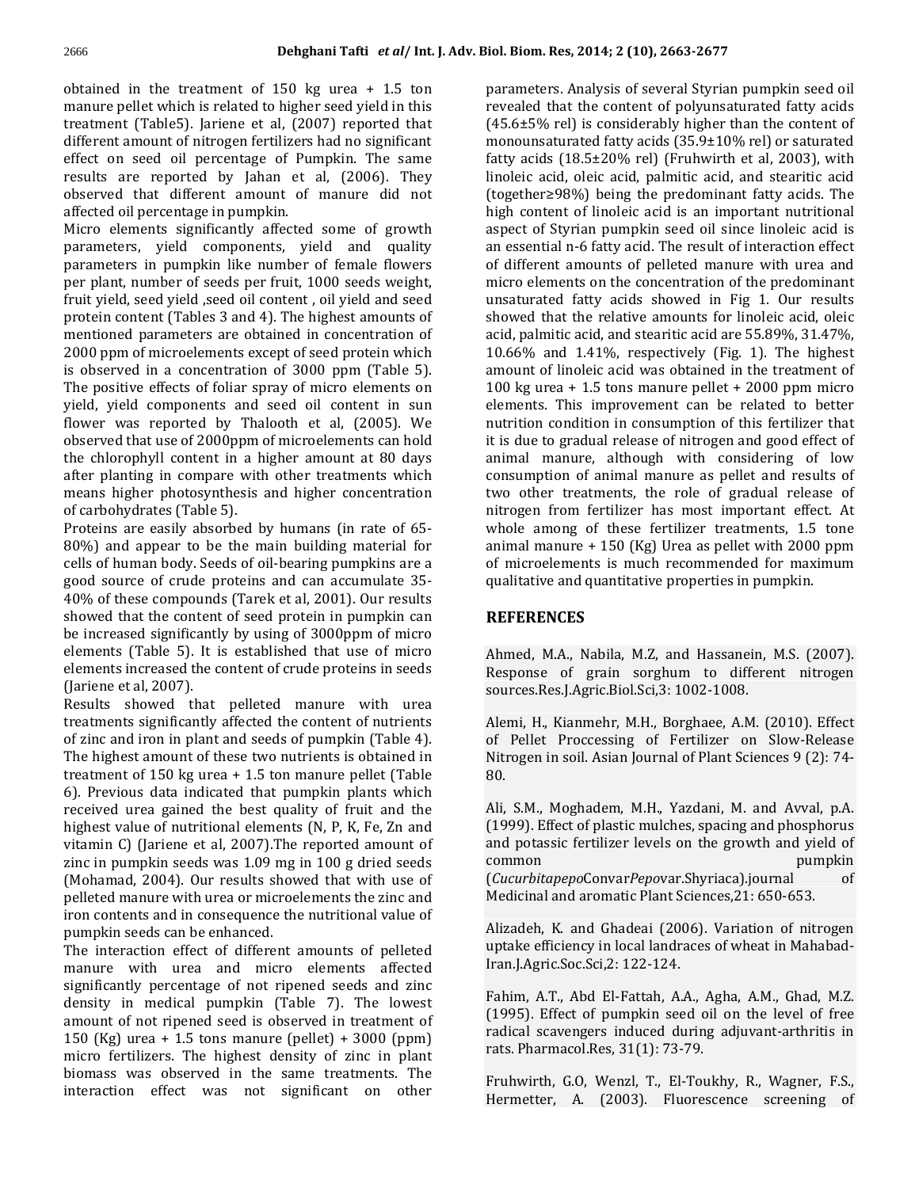obtained in the treatment of 150 kg urea + 1.5 ton manure pellet which is related to higher seed yield in this treatment (Table5). Jariene et al, (2007) reported that different amount of nitrogen fertilizers had no significant effect on seed oil percentage of Pumpkin. The same results are reported by Jahan et al, (2006). They observed that different amount of manure did not affected oil percentage in pumpkin.

Micro elements significantly affected some of growth parameters, yield components, yield and quality parameters in pumpkin like number of female flowers per plant, number of seeds per fruit, 1000 seeds weight, fruit yield, seed yield ,seed oil content , oil yield and seed protein content (Tables 3 and 4). The highest amounts of mentioned parameters are obtained in concentration of 2000 ppm of microelements except of seed protein which is observed in a concentration of 3000 ppm (Table 5). The positive effects of foliar spray of micro elements on yield, yield components and seed oil content in sun flower was reported by Thalooth et al, (2005). We observed that use of 2000ppm of microelements can hold the chlorophyll content in a higher amount at 80 days after planting in compare with other treatments which means higher photosynthesis and higher concentration of carbohydrates (Table 5).

Proteins are easily absorbed by humans (in rate of 65-80%) and appear to be the main building material for cells of human body. Seeds of oil-bearing pumpkins are a good source of crude proteins and can accumulate 35-40% of these compounds (Tarek et al, 2001). Our results showed that the content of seed protein in pumpkin can be increased significantly by using of 3000ppm of micro elements (Table 5). It is established that use of micro elements increased the content of crude proteins in seeds (Jariene et al, 2007).

Results showed that pelleted manure with urea treatments significantly affected the content of nutrients of zinc and iron in plant and seeds of pumpkin (Table 4). The highest amount of these two nutrients is obtained in treatment of 150 kg urea + 1.5 ton manure pellet (Table 6). Previous data indicated that pumpkin plants which received urea gained the best quality of fruit and the highest value of nutritional elements (N, P, K, Fe, Zn and vitamin C) (Jariene et al, 2007).The reported amount of zinc in pumpkin seeds was 1.09 mg in 100 g dried seeds (Mohamad, 2004). Our results showed that with use of pelleted manure with urea or microelements the zinc and iron contents and in consequence the nutritional value of pumpkin seeds can be enhanced.

The interaction effect of different amounts of pelleted manure with urea and micro elements affected significantly percentage of not ripened seeds and zinc density in medical pumpkin (Table 7). The lowest amount of not ripened seed is observed in treatment of 150 (Kg) urea + 1.5 tons manure (pellet) + 3000 (ppm) micro fertilizers. The highest density of zinc in plant biomass was observed in the same treatments. The interaction effect was not significant on other parameters. Analysis of several Styrian pumpkin seed oil revealed that the content of polyunsaturated fatty acids (45.6±5% rel) is considerably higher than the content of monounsaturated fatty acids (35.9±10% rel) or saturated fatty acids (18.5±20% rel) (Fruhwirth et al, 2003), with linoleic acid, oleic acid, palmitic acid, and stearitic acid (together≥98%) being the predominant fatty acids. The high content of linoleic acid is an important nutritional aspect of Styrian pumpkin seed oil since linoleic acid is an essential n-6 fatty acid. The result of interaction effect of different amounts of pelleted manure with urea and micro elements on the concentration of the predominant unsaturated fatty acids showed in Fig 1. Our results showed that the relative amounts for linoleic acid, oleic acid, palmitic acid, and stearitic acid are 55.89%, 31.47%, 10.66% and 1.41%, respectively (Fig. 1). The highest amount of linoleic acid was obtained in the treatment of 100 kg urea + 1.5 tons manure pellet + 2000 ppm micro elements. This improvement can be related to better nutrition condition in consumption of this fertilizer that it is due to gradual release of nitrogen and good effect of animal manure, although with considering of low consumption of animal manure as pellet and results of two other treatments, the role of gradual release of nitrogen from fertilizer has most important effect. At whole among of these fertilizer treatments, 1.5 tone animal manure + 150 (Kg) Urea as pellet with 2000 ppm of microelements is much recommended for maximum qualitative and quantitative properties in pumpkin.

## REFERENCES

Ahmed, M.A., Nabila, M.Z, and Hassanein, M.S. (2007). Response of grain sorghum to different nitrogen sources.Res.J.Agric.Biol.Sci,3: 1002-1008.

Alemi, H., Kianmehr, M.H., Borghaee, A.M. (2010). Effect of Pellet Proccessing of Fertilizer on Slow-Release Nitrogen in soil. Asian Journal of Plant Sciences 9 (2): 74-80.

Ali, S.M., Moghadem, M.H., Yazdani, M. and Avval, p.A. (1999). Effect of plastic mulches, spacing and phosphorus and potassic fertilizer levels on the growth and yield of common pumpkin (*CucurbitapepoConvarPepo*var.Shyriaca).journal of Medicinal and aromatic Plant Sciences,21: 650-653.

Alizadeh, K. and Ghadeai (2006). Variation of nitrogen uptake efficiency in local landraces of wheat in Mahabad-Iran.J.Agric.Soc.Sci,2: 122-124.

Fahim, A.T., Abd El-Fattah, A.A., Agha, A.M., Ghad, M.Z. (1995). Effect of pumpkin seed oil on the level of free radical scavengers induced during adjuvant-arthritis in rats. Pharmacol.Res, 31(1): 73-79.

Fruhwirth, G.O, Wenzl, T., El-Toukhy, R., Wagner, F.S., Hermetter, A. (2003). Fluorescence screening of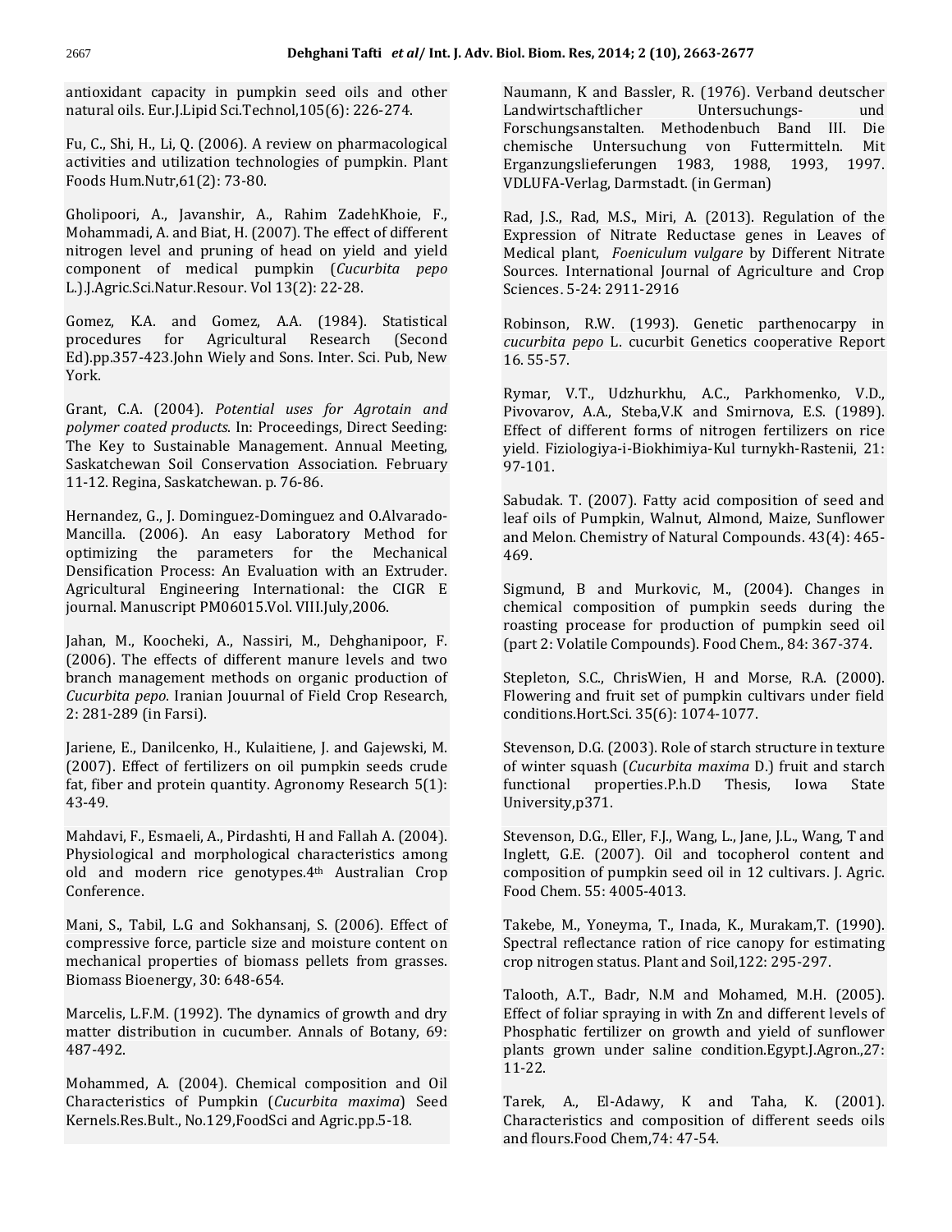antioxidant capacity in pumpkin seed oils and other natural oils. Eur.J.Lipid Sci.Technol,105(6): 226-274.

Fu, C., Shi, H., Li, Q. (2006). A review on pharmacological activities and utilization technologies of pumpkin. Plant Foods Hum.Nutr,61(2): 73-80.

Gholipoori, A., Javanshir, A., Rahim ZadehKhoie, F., Mohammadi, A. and Biat, H. (2007). The effect of different nitrogen level and pruning of head on yield and yield component of medical pumpkin (*Cucurbita pepo* L.).J.Agric.Sci.Natur.Resour. Vol 13(2): 22-28.

Gomez, K.A. and Gomez, A.A. (1984). Statistical procedures for Agricultural Research (Second Ed).pp.357-423.John Wiely and Sons. Inter. Sci. Pub, New York.

Grant, C.A. (2004). *Potential uses for Agrotain and polymer coated products*. In: Proceedings, Direct Seeding: The Key to Sustainable Management. Annual Meeting, Saskatchewan Soil Conservation Association. February 11-12. Regina, Saskatchewan. p. 76-86.

Hernandez, G., J. Dominguez-Dominguez and O.Alvarado-Mancilla. (2006). An easy Laboratory Method for optimizing the parameters for the Mechanical Densification Process: An Evaluation with an Extruder. Agricultural Engineering International: the CIGR E journal. Manuscript PM06015.Vol. VIII.July,2006.

Jahan, M., Koocheki, A., Nassiri, M., Dehghanipoor, F. (2006). The effects of different manure levels and two branch management methods on organic production of *Cucurbita pepo*. Iranian Jouurnal of Field Crop Research, 2: 281-289 (in Farsi).

Jariene, E., Danilcenko, H., Kulaitiene, J. and Gajewski, M. (2007). Effect of fertilizers on oil pumpkin seeds crude fat, fiber and protein quantity. Agronomy Research 5(1): 43-49.

Mahdavi, F., Esmaeli, A., Pirdashti, H and Fallah A. (2004). Physiological and morphological characteristics among old and modern rice genotypes.4th Australian Crop Conference.

Mani, S., Tabil, L.G and Sokhansanj, S. (2006). Effect of compressive force, particle size and moisture content on mechanical properties of biomass pellets from grasses. Biomass Bioenergy, 30: 648-654.

Marcelis, L.F.M. (1992). The dynamics of growth and dry matter distribution in cucumber. Annals of Botany, 69: 487-492.

Mohammed, A. (2004). Chemical composition and Oil Characteristics of Pumpkin (*Cucurbita maxima*) Seed Kernels.Res.Bult., No.129,FoodSci and Agric.pp.5-18.

Naumann, K and Bassler, R. (1976). Verband deutscher Landwirtschaftlicher Untersuchungs- und Forschungsanstalten. Methodenbuch Band III. Die chemische Untersuchung von Futtermitteln. Mit Erganzungslieferungen 1983, 1988, 1993, 1997. VDLUFA-Verlag, Darmstadt. (in German)

Rad, J.S., Rad, M.S., Miri, A. (2013). Regulation of the Expression of Nitrate Reductase genes in Leaves of Medical plant, *Foeniculum vulgare* by Different Nitrate Sources. International Journal of Agriculture and Crop Sciences. 5-24: 2911-2916

Robinson, R.W. (1993). Genetic parthenocarpy in *cucurbita pepo* L. cucurbit Genetics cooperative Report 16. 55-57.

Rymar, V.T., Udzhurkhu, A.C., Parkhomenko, V.D., Pivovarov, A.A., Steba,V.K and Smirnova, E.S. (1989). Effect of different forms of nitrogen fertilizers on rice yield. Fiziologiya-i-Biokhimiya-Kul turnykh-Rastenii, 21: 97-101.

Sabudak. T. (2007). Fatty acid composition of seed and leaf oils of Pumpkin, Walnut, Almond, Maize, Sunflower and Melon. Chemistry of Natural Compounds. 43(4): 465-469.

Sigmund, B and Murkovic, M., (2004). Changes in chemical composition of pumpkin seeds during the roasting procease for production of pumpkin seed oil (part 2: Volatile Compounds). Food Chem., 84: 367-374.

Stepleton, S.C., ChrisWien, H and Morse, R.A. (2000). Flowering and fruit set of pumpkin cultivars under field conditions.Hort.Sci. 35(6): 1074-1077.

Stevenson, D.G. (2003). Role of starch structure in texture of winter squash (*Cucurbita maxima* D.) fruit and starch functional properties.P.h.D Thesis, Iowa State University,p371.

Stevenson, D.G., Eller, F.J., Wang, L., Jane, J.L., Wang, T and Inglett, G.E. (2007). Oil and tocopherol content and composition of pumpkin seed oil in 12 cultivars. J. Agric. Food Chem. 55: 4005-4013.

Takebe, M., Yoneyma, T., Inada, K., Murakam,T. (1990). Spectral reflectance ration of rice canopy for estimating crop nitrogen status. Plant and Soil,122: 295-297.

Talooth, A.T., Badr, N.M and Mohamed, M.H. (2005). Effect of foliar spraying in with Zn and different levels of Phosphatic fertilizer on growth and yield of sunflower plants grown under saline condition.Egypt.J.Agron.,27: 11-22.

Tarek, A., El-Adawy, K and Taha, K. (2001). Characteristics and composition of different seeds oils and flours.Food Chem,74: 47-54.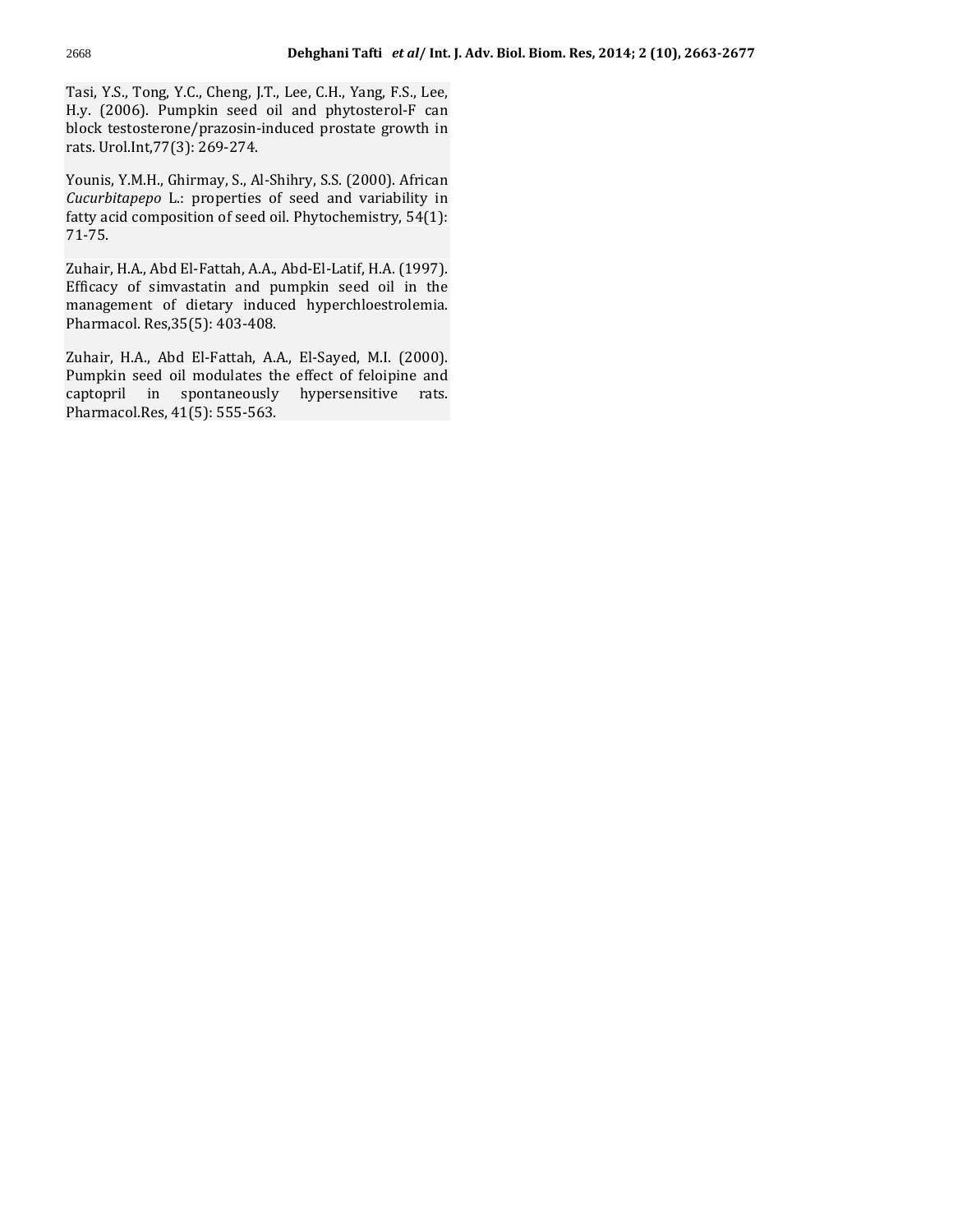Tasi, Y.S., Tong, Y.C., Cheng, J.T., Lee, C.H., Yang, F.S., Lee, H.y. (2006). Pumpkin seed oil and phytosterol-F can block testosterone/prazosin-induced prostate growth in rats. Urol.Int,77(3): 269-274.

Younis, Y.M.H., Ghirmay, S., Al-Shihry, S.S. (2000). African *Cucurbitapepo* L.: properties of seed and variability in fatty acid composition of seed oil. Phytochemistry, 54(1): 71-75.

Zuhair, H.A., Abd El-Fattah, A.A., Abd-El-Latif, H.A. (1997). Efficacy of simvastatin and pumpkin seed oil in the management of dietary induced hyperchloestrolemia. Pharmacol. Res,35(5): 403-408.

Zuhair, H.A., Abd El-Fattah, A.A., El-Sayed, M.I. (2000). Pumpkin seed oil modulates the effect of feloipine and captopril in spontaneously hypersensitive rats. Pharmacol.Res, 41(5): 555-563.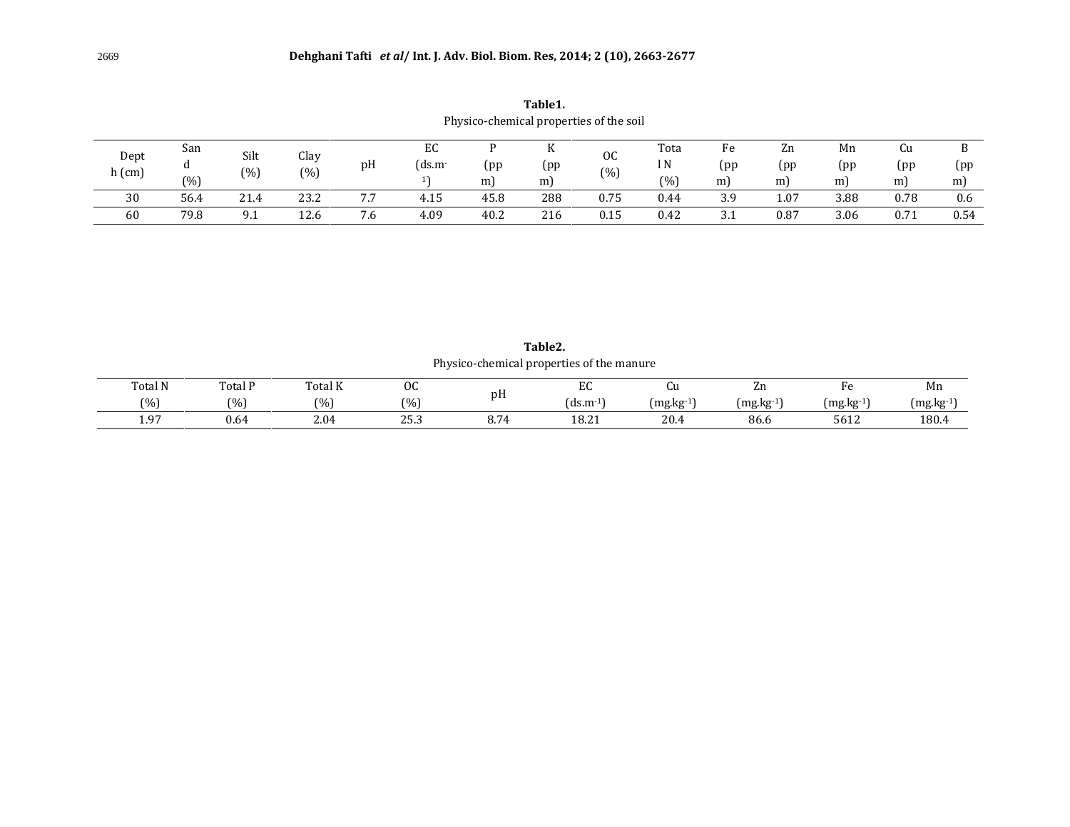**Table1.**

Physico-chemical properties of the soil

| Depth (cm) | Sand (%) | Silt (%) | Clay (%) | pH | EC ($ds.m^{-1}$) | P (ppm) | K (ppm) | OC (%) | Total N (%) | Fe (ppm) | Zn (ppm) | Mn (ppm) | Cu (ppm) | B (ppm) |
|---|---|---|---|---|---|---|---|---|---|---|---|---|---|---|
| 30 | 56.4 | 21.4 | 23.2 | 7.7 | 4.15 | 45.8 | 288 | 0.75 | 0.44 | 3.9 | 1.07 | 3.88 | 0.78 | 0.6 |
| 60 | 79.8 | 9.1 | 12.6 | 7.6 | 4.09 | 40.2 | 216 | 0.15 | 0.42 | 3.1 | 0.87 | 3.06 | 0.71 | 0.54 |

**Table2.**

Physico-chemical properties of the manure

| Total N (%) | Total P (%) | Total K (%) | OC (%) | pH | EC ($ds.m^{-1}$) | Cu ($mg.kg^{-1}$) | Zn ($mg.kg^{-1}$) | Fe ($mg.kg^{-1}$) | Mn ($mg.kg^{-1}$) |
|---|---|---|---|---|---|---|---|---|---|
| 1.97 | 0.64 | 2.04 | 25.3 | 8.74 | 18.21 | 20.4 | 86.6 | 5612 | 180.4 |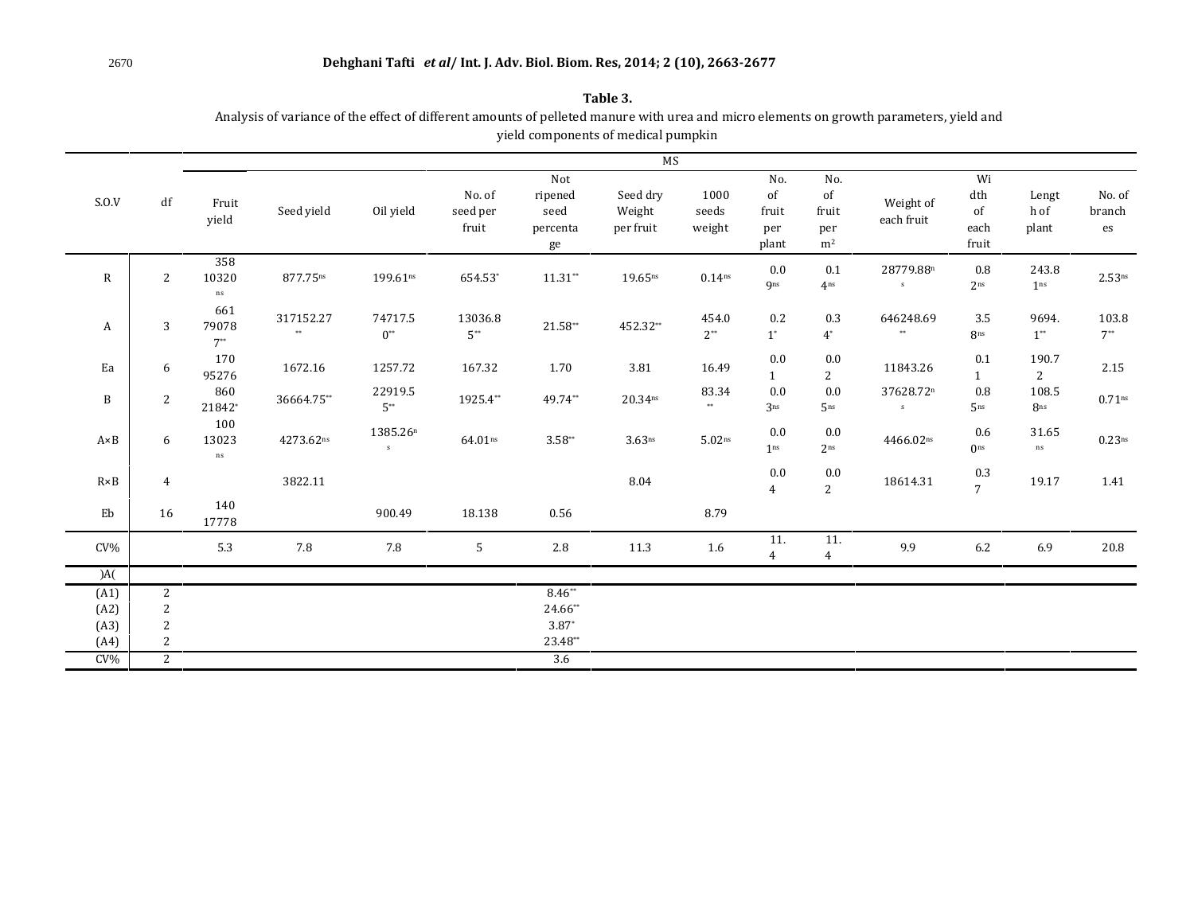**Table 3.**
Analysis of variance of the effect of different amounts of pelleted manure with urea and micro elements on growth parameters, yield and yield components of medical pumpkin

| S.O.V | df | MS | | | | | | | | | | | | |
|---|---|---|---|---|---|---|---|---|---|---|---|---|---|---|
| | | Fruit yield | Seed yield | Oil yield | No. of seed per fruit | Not ripened seed percentage | Seed dry Weight per fruit | 1000 seeds weight | No. of fruit per plant | No. of fruit per m$^2$ | Weight of each fruit | Width of each fruit | Length of plant | No. of branches |
| R | 2 | 35810320$^{ns}$ | 877.75$^{ns}$ | 199.61$^{ns}$ | 654.53$^{*}$ | 11.31$^{**}$ | 19.65$^{ns}$ | 0.14$^{ns}$ | 0.09$^{ns}$ | 0.14$^{ns}$ | 28779.88$^{ns}$ | 0.82$^{ns}$ | 243.81$^{ns}$ | 2.53$^{ns}$ |
| A | 3 | 661790787$^{**}$ | 317152.27$^{**}$ | 74717.50$^{**}$ | 13036.85$^{**}$ | 21.58$^{**}$ | 452.32$^{**}$ | 454.02$^{**}$ | 0.21$^{*}$ | 0.34$^{*}$ | 646248.69$^{**}$ | 3.58$^{ns}$ | 9694.1$^{**}$ | 103.87$^{**}$ |
| Ea | 6 | 17095276 | 1672.16 | 1257.72 | 167.32 | 1.70 | 3.81 | 16.49 | 0.01 | 0.02 | 11843.26 | 0.11 | 190.72 | 2.15 |
| B | 2 | 86021842$^{*}$ | 36664.75$^{**}$ | 22919.55$^{**}$ | 1925.4$^{**}$ | 49.74$^{**}$ | 20.34$^{ns}$ | 83.34$^{**}$ | 0.03$^{ns}$ | 0.05$^{ns}$ | 37628.72$^{ns}$ | 0.85$^{ns}$ | 108.58$^{ns}$ | 0.71$^{ns}$ |
| A×B | 6 | 10013023$^{ns}$ | 4273.62$^{ns}$ | 1385.26$^{ns}$ | 64.01$^{ns}$ | 3.58$^{**}$ | 3.63$^{ns}$ | 5.02$^{ns}$ | 0.01$^{ns}$ | 0.02$^{ns}$ | 4466.02$^{ns}$ | 0.60$^{ns}$ | 31.65$^{ns}$ | 0.23$^{ns}$ |
| R×B | 4 | | 3822.11 | | | | 8.04 | | 0.04 | 0.02 | 18614.31 | 0.37 | 19.17 | 1.41 |
| Eb | 16 | 14017778 | | 900.49 | 18.138 | 0.56 | | 8.79 | | | | | | |
| CV% | | 5.3 | 7.8 | 7.8 | 5 | 2.8 | 11.3 | 1.6 | 11.4 | 11.4 | 9.9 | 6.2 | 6.9 | 20.8 |
| )A( | | | | | | | | | | | | | | |
| (A1) | 2 | | | | | 8.46$^{**}$ | | | | | | | | |
| (A2) | 2 | | | | | 24.66$^{**}$ | | | | | | | | |
| (A3) | 2 | | | | | 3.87$^{*}$ | | | | | | | | |
| (A4) | 2 | | | | | 23.48$^{**}$ | | | | | | | | |
| CV% | 2 | | | | | 3.6 | | | | | | | | |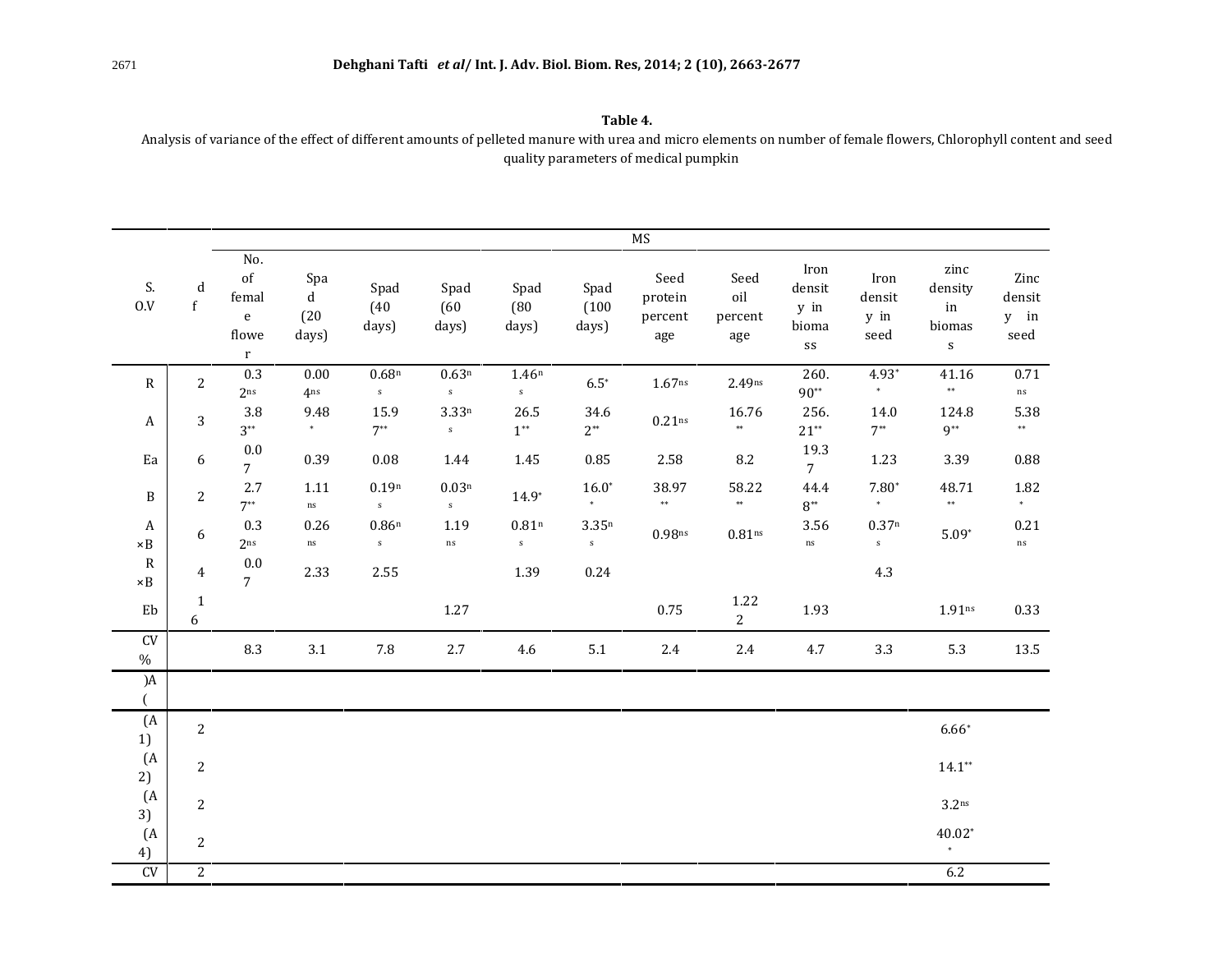**Table 4.**
Analysis of variance of the effect of different amounts of pelleted manure with urea and micro elements on number of female flowers, Chlorophyll content and seed quality parameters of medical pumpkin

| S.O.V | df | MS | | | | | | | | | | | |
|---|---|---|---|---|---|---|---|---|---|---|---|---|---|
| | | No. of female flower | Spad (20 days) | Spad (40 days) | Spad (60 days) | Spad (80 days) | Spad (100 days) | Seed protein percentage | Seed oil percentage | Iron density in biomass | Iron density in seed | zinc density in biomass | Zinc density in seed |
| R | 2 | 0.32$^{ns}$ | 0.004$^{ns}$ | 0.68$^{ns}$ | 0.63$^{ns}$ | 1.46$^{ns}$ | 6.5$^{*}$ | 1.67$^{ns}$ | 2.49$^{ns}$ | 260.90$^{**}$ | 4.93$^{**}$ | 41.16$^{**}$ | 0.71$^{ns}$ |
| A | 3 | 3.83$^{**}$ | 9.48$^{*}$ | 15.97$^{**}$ | 3.33$^{ns}$ | 26.51$^{**}$ | 34.62$^{**}$ | 0.21$^{ns}$ | 16.76$^{**}$ | 256.21$^{**}$ | 14.07$^{**}$ | 124.89$^{**}$ | 5.38$^{**}$ |
| Ea | 6 | 0.07 | 0.39 | 0.08 | 1.44 | 1.45 | 0.85 | 2.58 | 8.2 | 19.37 | 1.23 | 3.39 | 0.88 |
| B | 2 | 2.77$^{**}$ | 1.11$^{ns}$ | 0.19$^{ns}$ | 0.03$^{ns}$ | 14.9$^{*}$ | 16.0$^{**}$ | 38.97$^{**}$ | 58.22$^{**}$ | 44.48$^{**}$ | 7.80$^{**}$ | 48.71$^{**}$ | 1.82$^{*}$ |
| A×B | 6 | 0.32$^{ns}$ | 0.26$^{ns}$ | 0.86$^{ns}$ | 1.19$^{ns}$ | 0.81$^{ns}$ | 3.35$^{ns}$ | 0.98$^{ns}$ | 0.81$^{ns}$ | 3.56$^{ns}$ | 0.37$^{ns}$ | 5.09$^{*}$ | 0.21$^{ns}$ |
| R×B | 4 | 0.07 | 2.33 | 2.55 | | 1.39 | 0.24 | | | | 4.3 | | |
| Eb | 16 | | | | 1.27 | | | 0.75 | 1.222 | 1.93 | | 1.91$^{ns}$ | 0.33 |
| CV % | | 8.3 | 3.1 | 7.8 | 2.7 | 4.6 | 5.1 | 2.4 | 2.4 | 4.7 | 3.3 | 5.3 | 13.5 |
| )A( | | | | | | | | | | | | | |
| (A1) | 2 | | | | | | | | | | | 6.66$^{*}$ | |
| (A2) | 2 | | | | | | | | | | | 14.1$^{**}$ | |
| (A3) | 2 | | | | | | | | | | | 3.2$^{ns}$ | |
| (A4) | 2 | | | | | | | | | | | 40.02$^{**}$ | |
| CV | 2 | | | | | | | | | | | 6.2 | |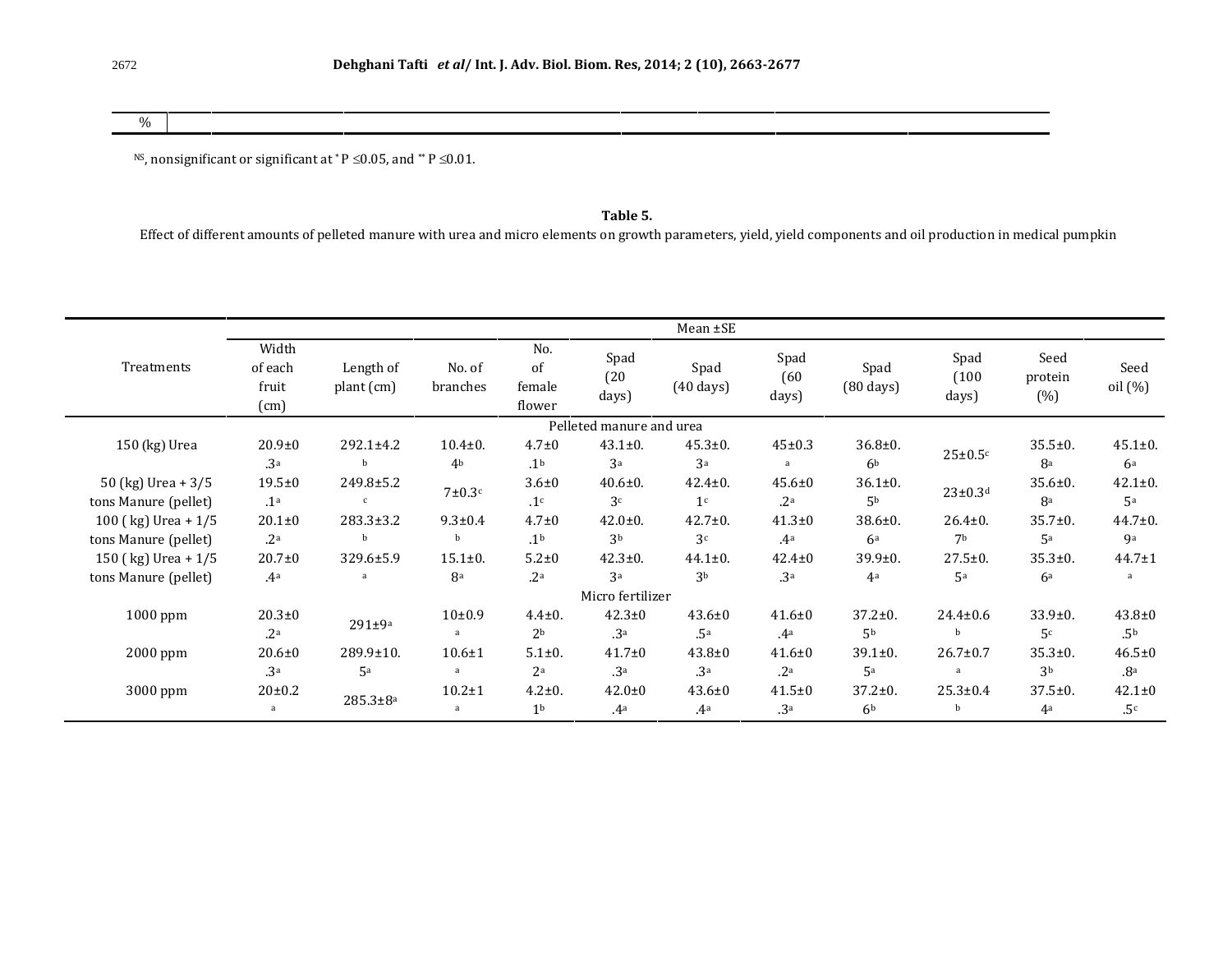| % | | | | | | | | |
|---|---|---|---|---|---|---|---|---|

NS, nonsignificant or significant at * P ≤0.05, and ** P ≤0.01.

**Table 5.**

Effect of different amounts of pelleted manure with urea and micro elements on growth parameters, yield, yield components and oil production in medical pumpkin

| Treatments | Mean ±SE | | | | | | | | | | |
|---|---|---|---|---|---|---|---|---|---|---|---|
| | Width of each fruit (cm) | Length of plant (cm) | No. of branches | No. of female flower | Spad (20 days) | Spad (40 days) | Spad (60 days) | Spad (80 days) | Spad (100 days) | Seed protein (%) | Seed oil (%) |
| **Pelleted manure and urea** | | | | | | | | | | | |
| 150 (kg) Urea | 20.9±0.3[a] | 292.1±4.2[b] | 10.4±0.4[b] | 4.7±0.1[b] | 43.1±0.3[a] | 45.3±0.3[a] | 45±0.3[a] | 36.8±0.6[b] | 25±0.5[c] | 35.5±0.8[a] | 45.1±0.6[a] |
| 50 (kg) Urea + 3/5 tons Manure (pellet) | 19.5±0.1[a] | 249.8±5.2[c] | 7±0.3[c] | 3.6±0.1[c] | 40.6±0.3[c] | 42.4±0.1[c] | 45.6±0.2[a] | 36.1±0.5[b] | 23±0.3[d] | 35.6±0.8[a] | 42.1±0.5[a] |
| 100 ( kg) Urea + 1/5 tons Manure (pellet) | 20.1±0.2[a] | 283.3±3.2[b] | 9.3±0.4[b] | 4.7±0.1[b] | 42.0±0.3[b] | 42.7±0.3[c] | 41.3±0.4[a] | 38.6±0.6[a] | 26.4±0.7[b] | 35.7±0.5[a] | 44.7±0.9[a] |
| 150 ( kg) Urea + 1/5 tons Manure (pellet) | 20.7±0.4[a] | 329.6±5.9[a] | 15.1±0.8[a] | 5.2±0.2[a] | 42.3±0.3[a] | 44.1±0.3[b] | 42.4±0.3[a] | 39.9±0.4[a] | 27.5±0.5[a] | 35.3±0.6[a] | 44.7±1[a] |
| **Micro fertilizer** | | | | | | | | | | | |
| 1000 ppm | 20.3±0.2[a] | 291±9[a] | 10±0.9[a] | 4.4±0.2[b] | 42.3±0.3[a] | 43.6±0.5[a] | 41.6±0.4[a] | 37.2±0.5[b] | 24.4±0.6[b] | 33.9±0.5[c] | 43.8±0.5[b] |
| 2000 ppm | 20.6±0.3[a] | 289.9±10.5[a] | 10.6±1[a] | 5.1±0.2[a] | 41.7±0.3[a] | 43.8±0.3[a] | 41.6±0.2[a] | 39.1±0.5[a] | 26.7±0.7[a] | 35.3±0.3[b] | 46.5±0.8[a] |
| 3000 ppm | 20±0.2[a] | 285.3±8[a] | 10.2±1[a] | 4.2±0.1[b] | 42.0±0.4[a] | 43.6±0.4[a] | 41.5±0.3[a] | 37.2±0.6[b] | 25.3±0.4[b] | 37.5±0.4[a] | 42.1±0.5[c] |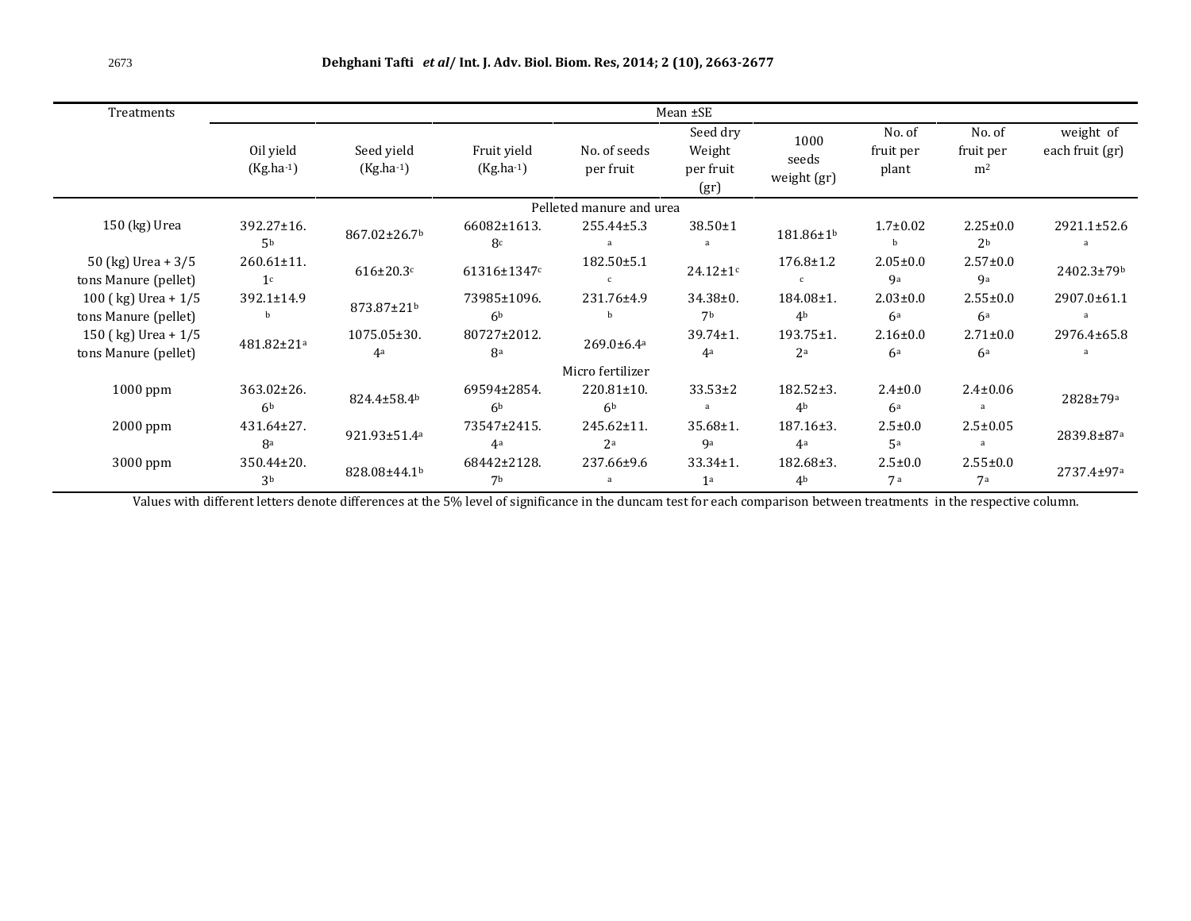| Treatments | Mean ±SE | | | | | | | | |
|---|---|---|---|---|---|---|---|---|---|
| | Oil yield (Kg.ha-1) | Seed yield (Kg.ha-1) | Fruit yield (Kg.ha-1) | No. of seeds per fruit | Seed dry Weight per fruit (gr) | 1000 seeds weight (gr) | No. of fruit per plant | No. of fruit per m2 | weight of each fruit (gr) |
| Pelleted manure and urea | | | | | | | | | |
| 150 (kg) Urea | 392.27±16.5[b] | 867.02±26.7[b] | 66082±1613.8[c] | 255.44±5.3[a] | 38.50±1[a] | 181.86±1[b] | 1.7±0.02[b] | 2.25±0.02[b] | 2921.1±52.6[a] |
| 50 (kg) Urea + 3/5 tons Manure (pellet) | 260.61±11.1[c] | 616±20.3[c] | 61316±1347[c] | 182.50±5.1[c] | 24.12±1[c] | 176.8±1.2[c] | 2.05±0.09[a] | 2.57±0.09[a] | 2402.3±79[b] |
| 100 ( kg) Urea + 1/5 tons Manure (pellet) | 392.1±14.9[b] | 873.87±21[b] | 73985±1096.6[b] | 231.76±4.9[b] | 34.38±0.7[b] | 184.08±1.4[b] | 2.03±0.06[a] | 2.55±0.06[a] | 2907.0±61.1[a] |
| 150 ( kg) Urea + 1/5 tons Manure (pellet) | 481.82±21[a] | 1075.05±30.4[a] | 80727±2012.8[a] | 269.0±6.4[a] | 39.74±1.4[a] | 193.75±1.2[a] | 2.16±0.06[a] | 2.71±0.06[a] | 2976.4±65.8[a] |
| Micro fertilizer | | | | | | | | | |
| 1000 ppm | 363.02±26.6[b] | 824.4±58.4[b] | 69594±2854.6[b] | 220.81±10.6[b] | 33.53±2[a] | 182.52±3.4[b] | 2.4±0.06[a] | 2.4±0.06[a] | 2828±79[a] |
| 2000 ppm | 431.64±27.8[a] | 921.93±51.4[a] | 73547±2415.4[a] | 245.62±11.2[a] | 35.68±1.9[a] | 187.16±3.4[a] | 2.5±0.05[a] | 2.5±0.05[a] | 2839.8±87[a] |
| 3000 ppm | 350.44±20.3[b] | 828.08±44.1[b] | 68442±2128.7[b] | 237.66±9.6[a] | 33.34±1.1[a] | 182.68±3.4[b] | 2.5±0.07[a] | 2.55±0.07[a] | 2737.4±97[a] |

Values with different letters denote differences at the 5% level of significance in the duncam test for each comparison between treatments in the respective column.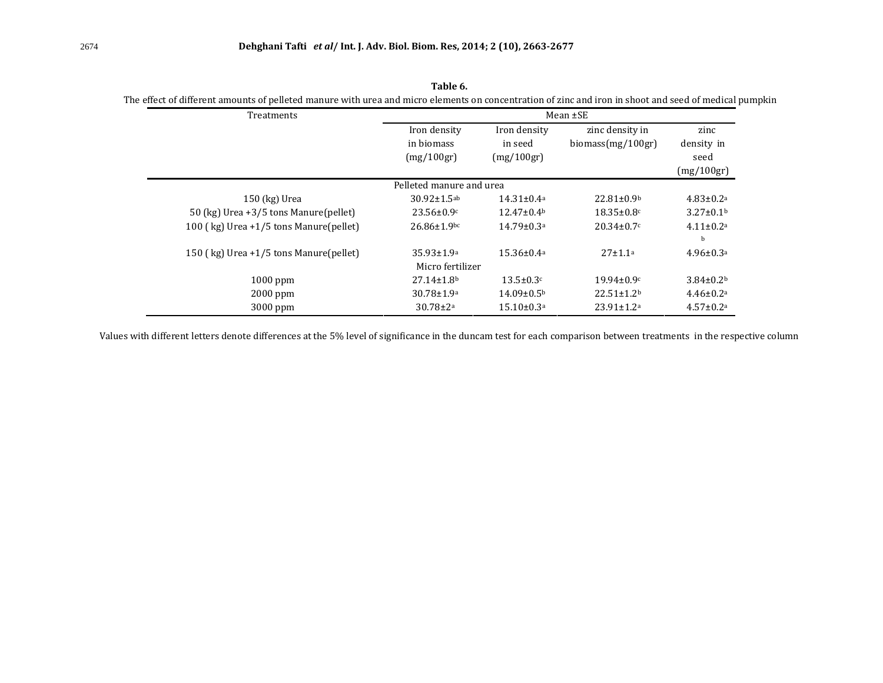**Table 6.**

The effect of different amounts of pelleted manure with urea and micro elements on concentration of zinc and iron in shoot and seed of medical pumpkin

| Treatments | Mean ±SE | | | |
|---|---|---|---|---|
| | Iron density in biomass (mg/100gr) | Iron density in seed (mg/100gr) | zinc density in biomass(mg/100gr) | zinc density in seed (mg/100gr) |
| | Pelleted manure and urea | | | |
| 150 (kg) Urea | 30.92±1.5[ab] | 14.31±0.4[a] | 22.81±0.9[b] | 4.83±0.2[a] |
| 50 (kg) Urea +3/5 tons Manure(pellet) | 23.56±0.9[c] | 12.47±0.4[b] | 18.35±0.8[c] | 3.27±0.1[b] |
| 100 ( kg) Urea +1/5 tons Manure(pellet) | 26.86±1.9[bc] | 14.79±0.3[a] | 20.34±0.7[c] | 4.11±0.2[ab] |
| 150 ( kg) Urea +1/5 tons Manure(pellet) | 35.93±1.9[a] | 15.36±0.4[a] | 27±1.1[a] | 4.96±0.3[a] |
| | Micro fertilizer | | | |
| 1000 ppm | 27.14±1.8[b] | 13.5±0.3[c] | 19.94±0.9[c] | 3.84±0.2[b] |
| 2000 ppm | 30.78±1.9[a] | 14.09±0.5[b] | 22.51±1.2[b] | 4.46±0.2[a] |
| 3000 ppm | 30.78±2[a] | 15.10±0.3[a] | 23.91±1.2[a] | 4.57±0.2[a] |

Values with different letters denote differences at the 5% level of significance in the duncam test for each comparison between treatments in the respective column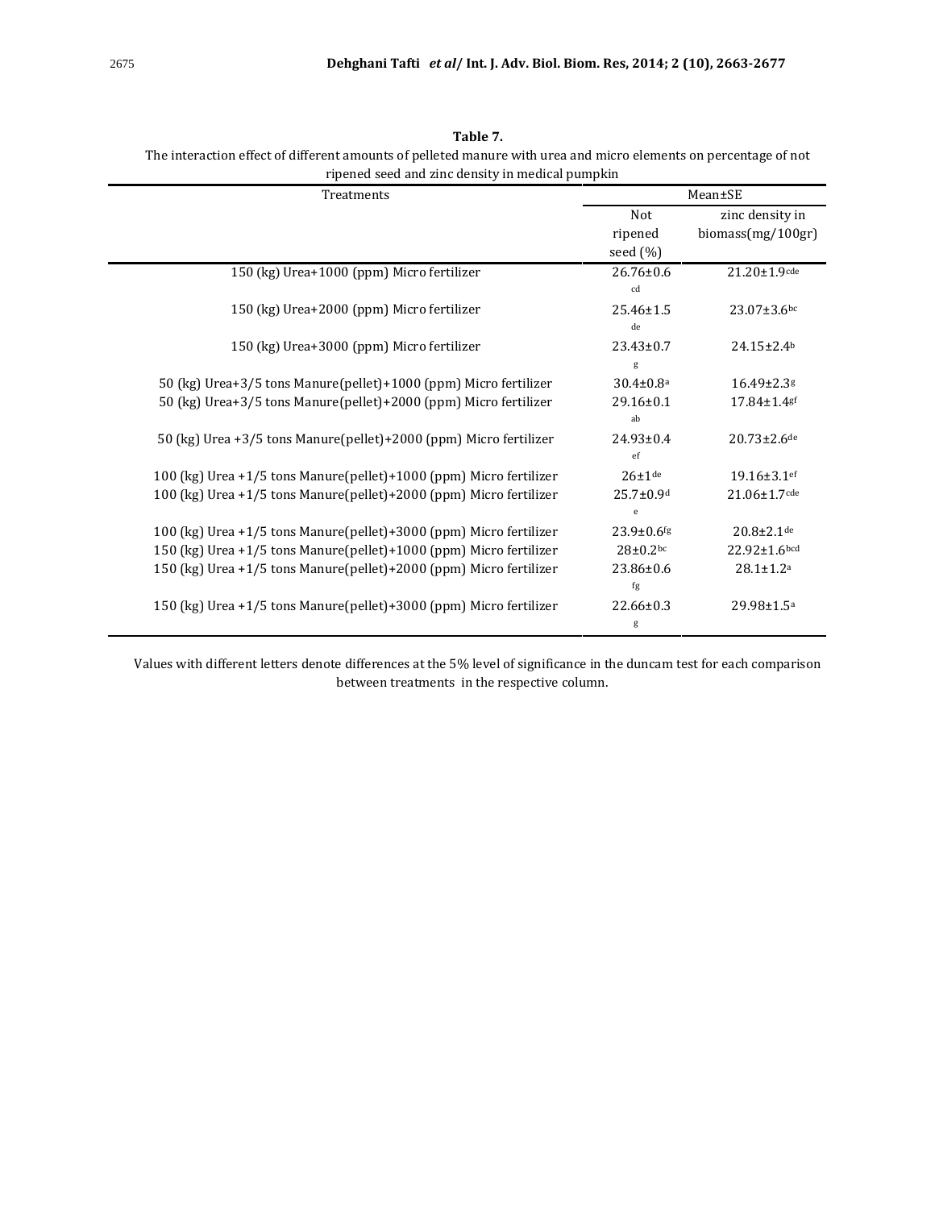**Table 7.**

The interaction effect of different amounts of pelleted manure with urea and micro elements on percentage of not ripened seed and zinc density in medical pumpkin

| Treatments | Mean±SE | |
|---|---|---|
| | Not ripened seed (%) | zinc density in biomass(mg/100gr) |
| 150 (kg) Urea+1000 (ppm) Micro fertilizer | 26.76±0.6 cd | 21.20±1.9 cde |
| 150 (kg) Urea+2000 (ppm) Micro fertilizer | 25.46±1.5 de | 23.07±3.6 bc |
| 150 (kg) Urea+3000 (ppm) Micro fertilizer | 23.43±0.7 g | 24.15±2.4 b |
| 50 (kg) Urea+3/5 tons Manure(pellet)+1000 (ppm) Micro fertilizer | 30.4±0.8 a | 16.49±2.3 g |
| 50 (kg) Urea+3/5 tons Manure(pellet)+2000 (ppm) Micro fertilizer | 29.16±0.1 ab | 17.84±1.4 gf |
| 50 (kg) Urea +3/5 tons Manure(pellet)+2000 (ppm) Micro fertilizer | 24.93±0.4 ef | 20.73±2.6 de |
| 100 (kg) Urea +1/5 tons Manure(pellet)+1000 (ppm) Micro fertilizer | 26±1 de | 19.16±3.1 ef |
| 100 (kg) Urea +1/5 tons Manure(pellet)+2000 (ppm) Micro fertilizer | 25.7±0.9 de | 21.06±1.7 cde |
| 100 (kg) Urea +1/5 tons Manure(pellet)+3000 (ppm) Micro fertilizer | 23.9±0.6 fg | 20.8±2.1 de |
| 150 (kg) Urea +1/5 tons Manure(pellet)+1000 (ppm) Micro fertilizer | 28±0.2 bc | 22.92±1.6 bcd |
| 150 (kg) Urea +1/5 tons Manure(pellet)+2000 (ppm) Micro fertilizer | 23.86±0.6 fg | 28.1±1.2 a |
| 150 (kg) Urea +1/5 tons Manure(pellet)+3000 (ppm) Micro fertilizer | 22.66±0.3 g | 29.98±1.5 a |

Values with different letters denote differences at the 5% level of significance in the duncam test for each comparison between treatments in the respective column.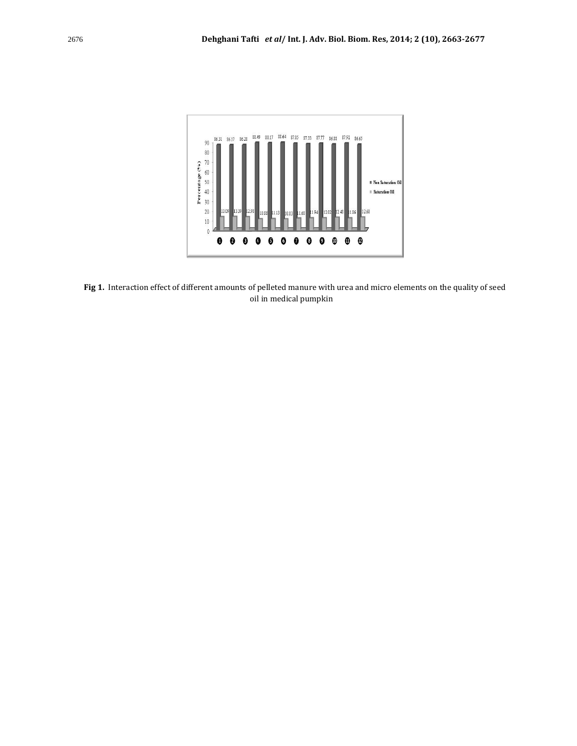**Fig 1.** Interaction effect of different amounts of pelleted manure with urea and micro elements on the quality of seed oil in medical pumpkin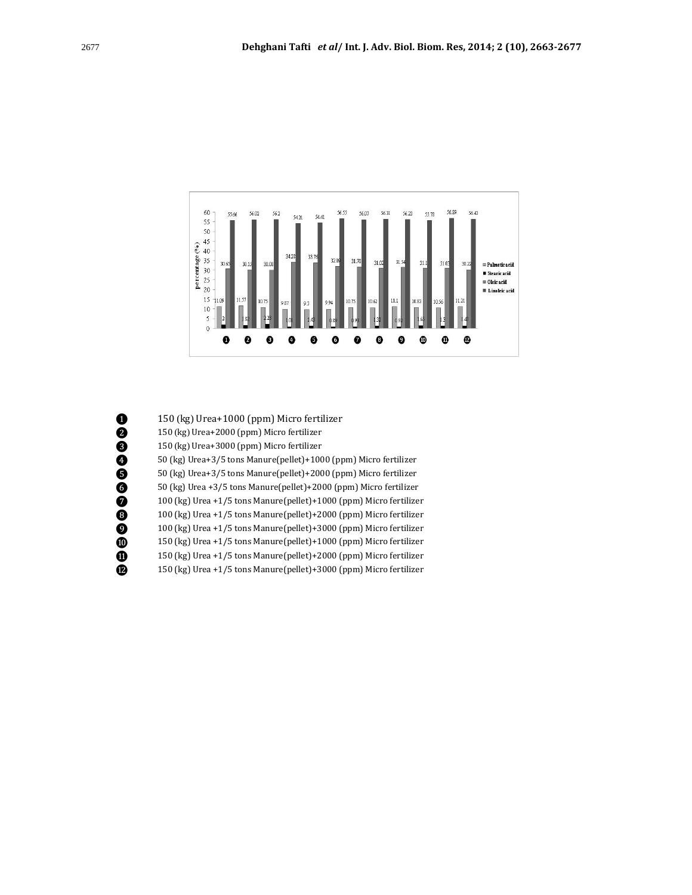60
55
50
45
40
35
30
25
20
15
10
5
0

percentage (%)

55.66 56.02 56.2 54.21 54.41 56.53 56.07 56.31 56.23 55.78 56.89 56.43

30.65 30.12 30.08 34.28 33.76 32.09 31.78 31.02 31.54 31.1 31.03 30.22

11.09 11.57 10.75 9.87 9.7 9.94 10.75 10.62 11.1 10.83 10.56 11.21

2 1.82 2.28 1.01 1.43 0.89 0.93 1.32 0.92 1.63 1.3 1.40

Palmetic acid
Stearic acid
Oleic acid
Linoleic acid

❶ ❷ ❸ ❹ ❺ ❻ ❼ ❽ ❾ ❿ ⓫ ⓬

❶ 150 (kg) Urea+1000 (ppm) Micro fertilizer

❷ 150 (kg) Urea+2000 (ppm) Micro fertilizer

❸ 150 (kg) Urea+3000 (ppm) Micro fertilizer

❹ 50 (kg) Urea+3/5 tons Manure(pellet)+1000 (ppm) Micro fertilizer

❺ 50 (kg) Urea+3/5 tons Manure(pellet)+2000 (ppm) Micro fertilizer

❻ 50 (kg) Urea +3/5 tons Manure(pellet)+2000 (ppm) Micro fertilizer

❼ 100 (kg) Urea +1/5 tons Manure(pellet)+1000 (ppm) Micro fertilizer

❽ 100 (kg) Urea +1/5 tons Manure(pellet)+2000 (ppm) Micro fertilizer

❾ 100 (kg) Urea +1/5 tons Manure(pellet)+3000 (ppm) Micro fertilizer

❿ 150 (kg) Urea +1/5 tons Manure(pellet)+1000 (ppm) Micro fertilizer

⓫ 150 (kg) Urea +1/5 tons Manure(pellet)+2000 (ppm) Micro fertilizer

⓬ 150 (kg) Urea +1/5 tons Manure(pellet)+3000 (ppm) Micro fertilizer